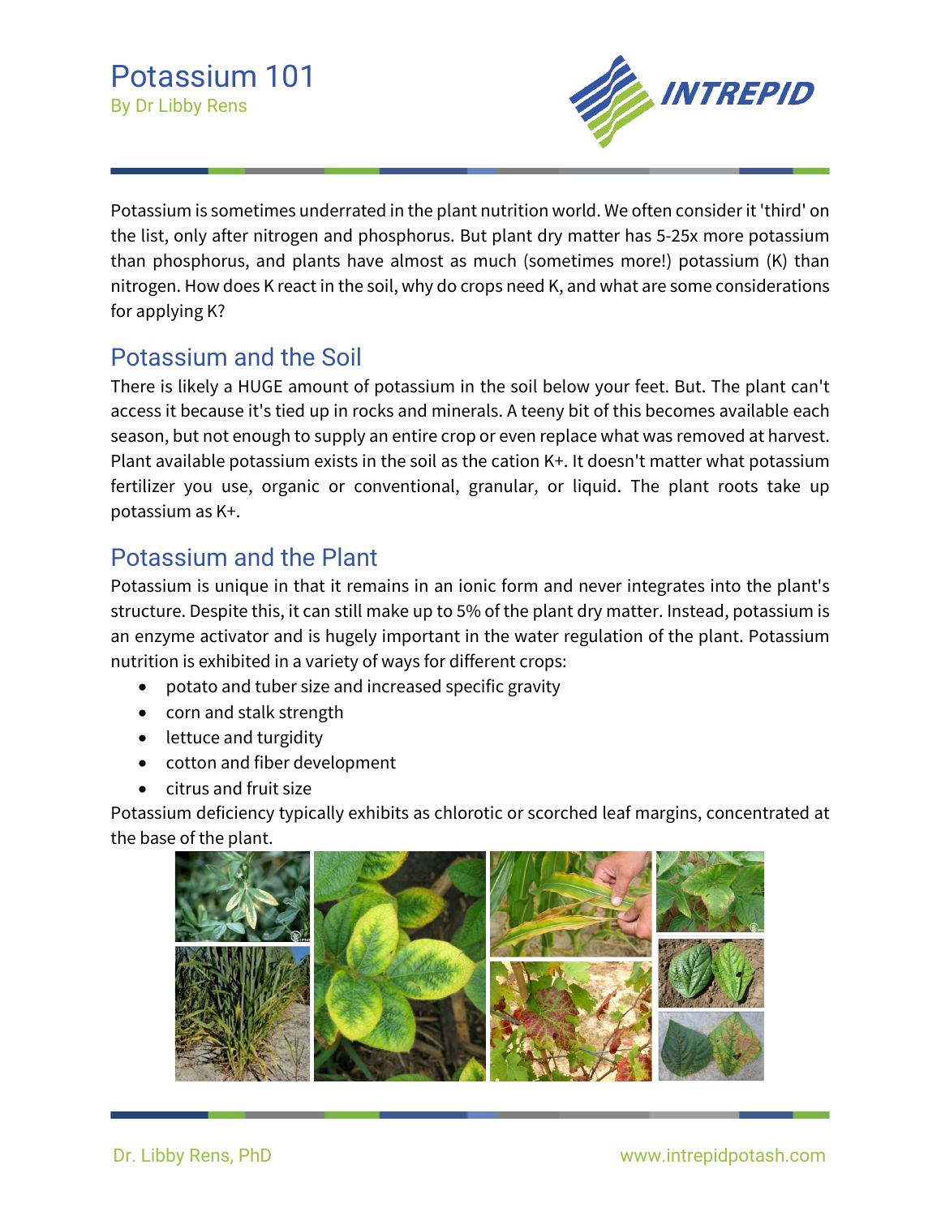# Potassium 101

By Dr Libby Rens

Potassium is sometimes underrated in the plant nutrition world. We often consider it 'third' on the list, only after nitrogen and phosphorus. But plant dry matter has 5-25x more potassium than phosphorus, and plants have almost as much (sometimes more!) potassium (K) than nitrogen. How does K react in the soil, why do crops need K, and what are some considerations for applying K?

## Potassium and the Soil

There is likely a HUGE amount of potassium in the soil below your feet. But. The plant can't access it because it's tied up in rocks and minerals. A teeny bit of this becomes available each season, but not enough to supply an entire crop or even replace what was removed at harvest. Plant available potassium exists in the soil as the cation $K^+$. It doesn't matter what potassium fertilizer you use, organic or conventional, granular, or liquid. The plant roots take up potassium as $K^+$.

## Potassium and the Plant

Potassium is unique in that it remains in an ionic form and never integrates into the plant's structure. Despite this, it can still make up to 5% of the plant dry matter. Instead, potassium is an enzyme activator and is hugely important in the water regulation of the plant. Potassium nutrition is exhibited in a variety of ways for different crops:

- potato and tuber size and increased specific gravity
- corn and stalk strength
- lettuce and turgidity
- cotton and fiber development
- citrus and fruit size

Potassium deficiency typically exhibits as chlorotic or scorched leaf margins, concentrated at the base of the plant.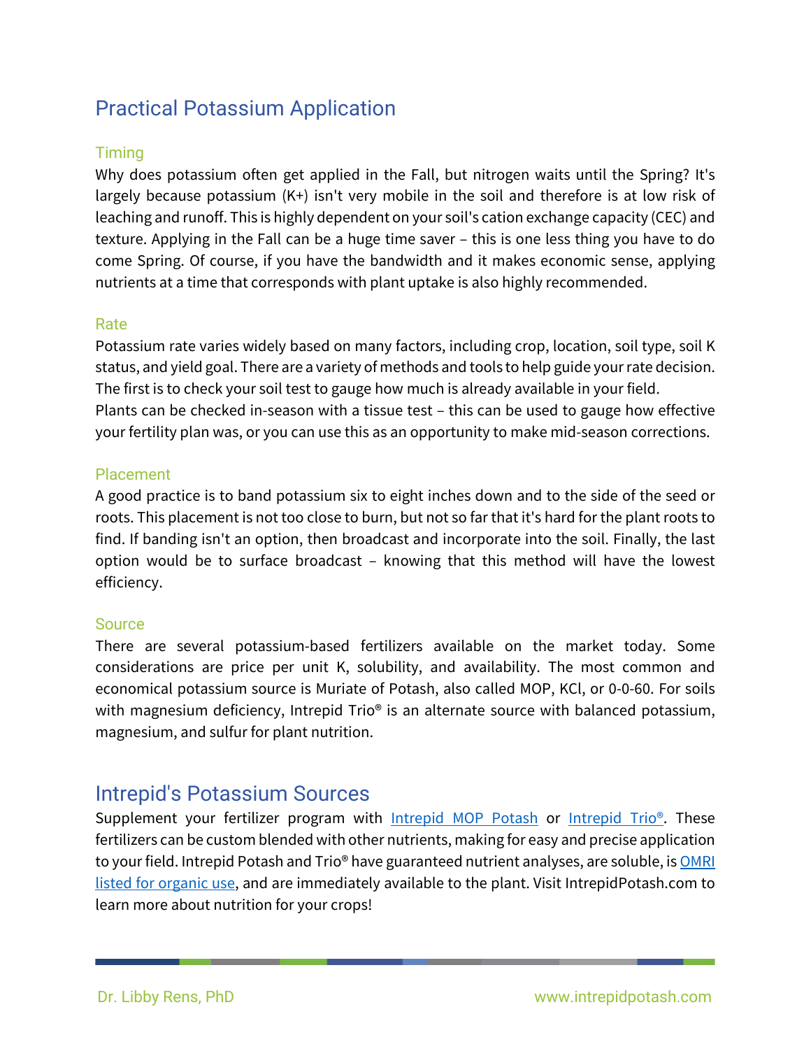## Practical Potassium Application

### Timing

Why does potassium often get applied in the Fall, but nitrogen waits until the Spring? It's largely because potassium ($K^+$) isn't very mobile in the soil and therefore is at low risk of leaching and runoff. This is highly dependent on your soil's cation exchange capacity (CEC) and texture. Applying in the Fall can be a huge time saver – this is one less thing you have to do come Spring. Of course, if you have the bandwidth and it makes economic sense, applying nutrients at a time that corresponds with plant uptake is also highly recommended.

### Rate

Potassium rate varies widely based on many factors, including crop, location, soil type, soil K status, and yield goal. There are a variety of methods and tools to help guide your rate decision. The first is to check your soil test to gauge how much is already available in your field.
Plants can be checked in-season with a tissue test – this can be used to gauge how effective your fertility plan was, or you can use this as an opportunity to make mid-season corrections.

### Placement

A good practice is to band potassium six to eight inches down and to the side of the seed or roots. This placement is not too close to burn, but not so far that it's hard for the plant roots to find. If banding isn't an option, then broadcast and incorporate into the soil. Finally, the last option would be to surface broadcast – knowing that this method will have the lowest efficiency.

### Source

There are several potassium-based fertilizers available on the market today. Some considerations are price per unit K, solubility, and availability. The most common and economical potassium source is Muriate of Potash, also called MOP, KCl, or 0-0-60. For soils with magnesium deficiency, Intrepid Trio® is an alternate source with balanced potassium, magnesium, and sulfur for plant nutrition.

## Intrepid's Potassium Sources

Supplement your fertilizer program with Intrepid MOP Potash or Intrepid Trio®. These fertilizers can be custom blended with other nutrients, making for easy and precise application to your field. Intrepid Potash and Trio® have guaranteed nutrient analyses, are soluble, is OMRI listed for organic use, and are immediately available to the plant. Visit IntrepidPotash.com to learn more about nutrition for your crops!

Dr. Libby Rens, PhD

www.intrepidpotash.com